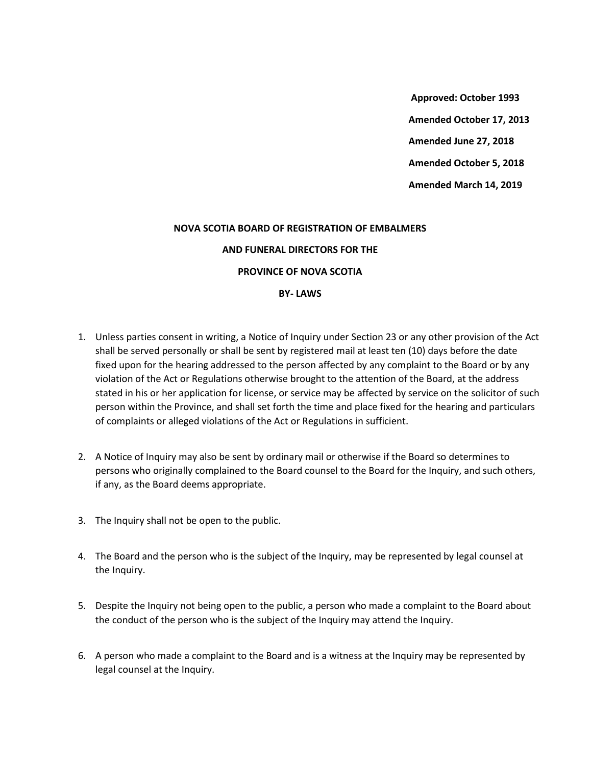**Approved: October 1993**

**Amended October 17, 2013**

**Amended June 27, 2018**

**Amended October 5, 2018**

**Amended March 14, 2019**

**NOVA SCOTIA BOARD OF REGISTRATION OF EMBALMERS**

**AND FUNERAL DIRECTORS FOR THE**

**PROVINCE OF NOVA SCOTIA**

**BY- LAWS**

1. Unless parties consent in writing, a Notice of Inquiry under Section 23 or any other provision of the Act shall be served personally or shall be sent by registered mail at least ten (10) days before the date fixed upon for the hearing addressed to the person affected by any complaint to the Board or by any violation of the Act or Regulations otherwise brought to the attention of the Board, at the address stated in his or her application for license, or service may be affected by service on the solicitor of such person within the Province, and shall set forth the time and place fixed for the hearing and particulars of complaints or alleged violations of the Act or Regulations in sufficient.

2. A Notice of Inquiry may also be sent by ordinary mail or otherwise if the Board so determines to persons who originally complained to the Board counsel to the Board for the Inquiry, and such others, if any, as the Board deems appropriate.

3. The Inquiry shall not be open to the public.

4. The Board and the person who is the subject of the Inquiry, may be represented by legal counsel at the Inquiry.

5. Despite the Inquiry not being open to the public, a person who made a complaint to the Board about the conduct of the person who is the subject of the Inquiry may attend the Inquiry.

6. A person who made a complaint to the Board and is a witness at the Inquiry may be represented by legal counsel at the Inquiry.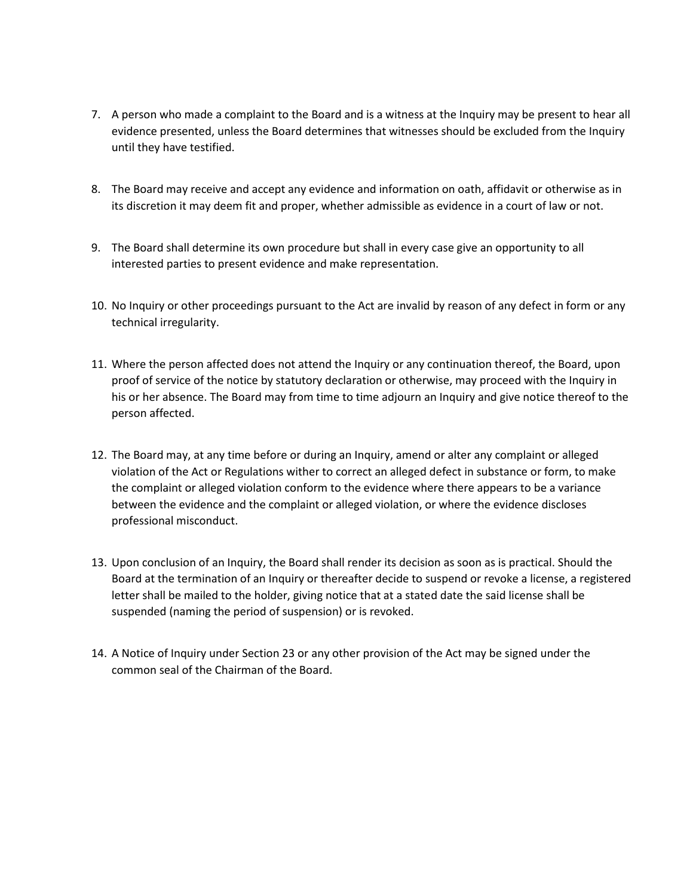7. A person who made a complaint to the Board and is a witness at the Inquiry may be present to hear all evidence presented, unless the Board determines that witnesses should be excluded from the Inquiry until they have testified.

8. The Board may receive and accept any evidence and information on oath, affidavit or otherwise as in its discretion it may deem fit and proper, whether admissible as evidence in a court of law or not.

9. The Board shall determine its own procedure but shall in every case give an opportunity to all interested parties to present evidence and make representation.

10. No Inquiry or other proceedings pursuant to the Act are invalid by reason of any defect in form or any technical irregularity.

11. Where the person affected does not attend the Inquiry or any continuation thereof, the Board, upon proof of service of the notice by statutory declaration or otherwise, may proceed with the Inquiry in his or her absence. The Board may from time to time adjourn an Inquiry and give notice thereof to the person affected.

12. The Board may, at any time before or during an Inquiry, amend or alter any complaint or alleged violation of the Act or Regulations wither to correct an alleged defect in substance or form, to make the complaint or alleged violation conform to the evidence where there appears to be a variance between the evidence and the complaint or alleged violation, or where the evidence discloses professional misconduct.

13. Upon conclusion of an Inquiry, the Board shall render its decision as soon as is practical. Should the Board at the termination of an Inquiry or thereafter decide to suspend or revoke a license, a registered letter shall be mailed to the holder, giving notice that at a stated date the said license shall be suspended (naming the period of suspension) or is revoked.

14. A Notice of Inquiry under Section 23 or any other provision of the Act may be signed under the common seal of the Chairman of the Board.